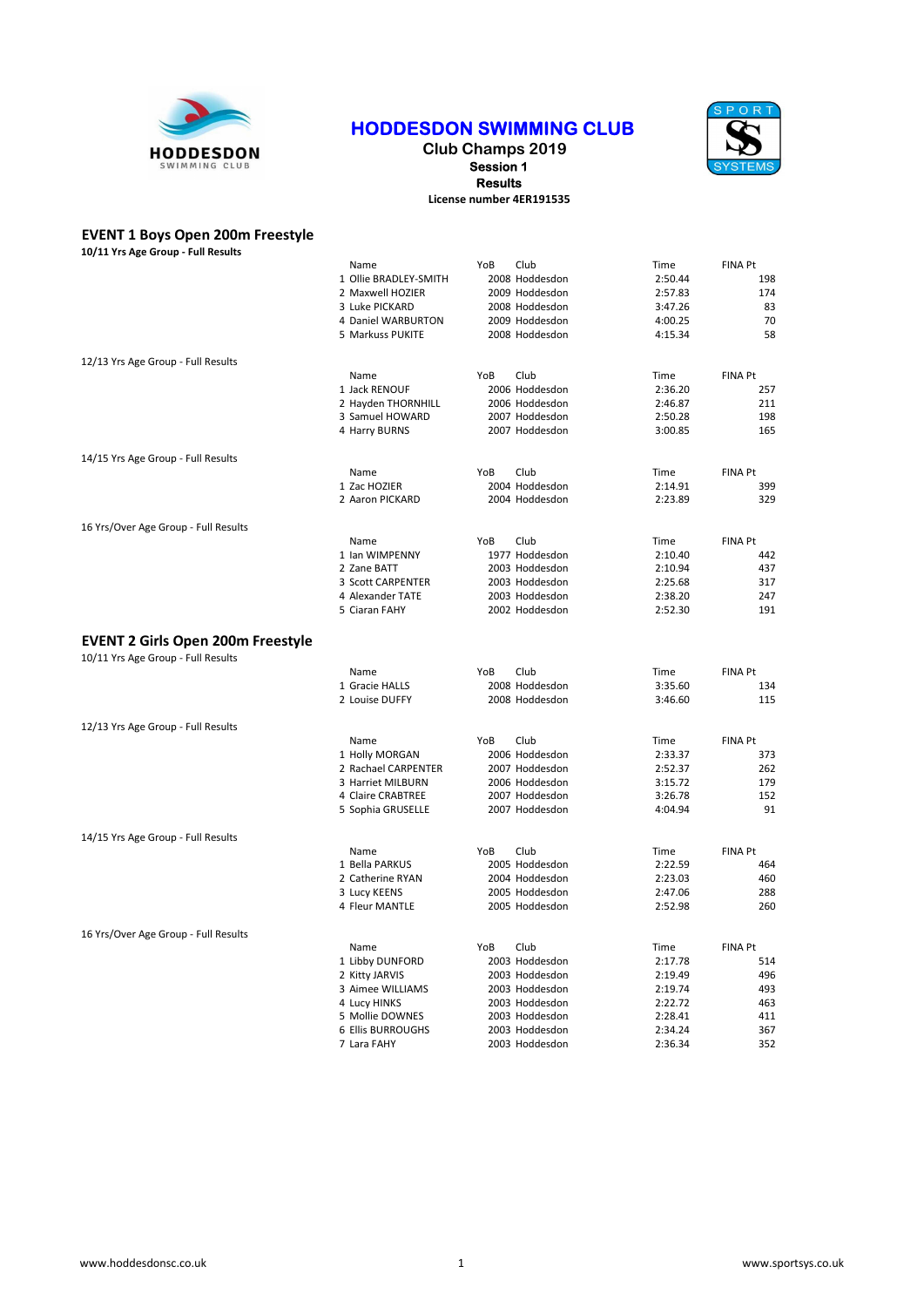# HODDESDON SWIMMING CLUB

**Club Champs 2019**

**Session 1**

**Results**

**License number 4ER191535**

## EVENT 1 Boys Open 200m Freestyle

**10/11 Yrs Age Group - Full Results**

| | Name | YoB | Club | Time | FINA Pt |
|---|---|---|---|---|---|
| 1 | Ollie BRADLEY-SMITH | 2008 | Hoddesdon | 2:50.44 | 198 |
| 2 | Maxwell HOZIER | 2009 | Hoddesdon | 2:57.83 | 174 |
| 3 | Luke PICKARD | 2008 | Hoddesdon | 3:47.26 | 83 |
| 4 | Daniel WARBURTON | 2009 | Hoddesdon | 4:00.25 | 70 |
| 5 | Markuss PUKITE | 2008 | Hoddesdon | 4:15.34 | 58 |

12/13 Yrs Age Group - Full Results

| | Name | YoB | Club | Time | FINA Pt |
|---|---|---|---|---|---|
| 1 | Jack RENOUF | 2006 | Hoddesdon | 2:36.20 | 257 |
| 2 | Hayden THORNHILL | 2006 | Hoddesdon | 2:46.87 | 211 |
| 3 | Samuel HOWARD | 2007 | Hoddesdon | 2:50.28 | 198 |
| 4 | Harry BURNS | 2007 | Hoddesdon | 3:00.85 | 165 |

14/15 Yrs Age Group - Full Results

| | Name | YoB | Club | Time | FINA Pt |
|---|---|---|---|---|---|
| 1 | Zac HOZIER | 2004 | Hoddesdon | 2:14.91 | 399 |
| 2 | Aaron PICKARD | 2004 | Hoddesdon | 2:23.89 | 329 |

16 Yrs/Over Age Group - Full Results

| | Name | YoB | Club | Time | FINA Pt |
|---|---|---|---|---|---|
| 1 | Ian WIMPENNY | 1977 | Hoddesdon | 2:10.40 | 442 |
| 2 | Zane BATT | 2003 | Hoddesdon | 2:10.94 | 437 |
| 3 | Scott CARPENTER | 2003 | Hoddesdon | 2:25.68 | 317 |
| 4 | Alexander TATE | 2003 | Hoddesdon | 2:38.20 | 247 |
| 5 | Ciaran FAHY | 2002 | Hoddesdon | 2:52.30 | 191 |

## EVENT 2 Girls Open 200m Freestyle

10/11 Yrs Age Group - Full Results

| | Name | YoB | Club | Time | FINA Pt |
|---|---|---|---|---|---|
| 1 | Gracie HALLS | 2008 | Hoddesdon | 3:35.60 | 134 |
| 2 | Louise DUFFY | 2008 | Hoddesdon | 3:46.60 | 115 |

12/13 Yrs Age Group - Full Results

| | Name | YoB | Club | Time | FINA Pt |
|---|---|---|---|---|---|
| 1 | Holly MORGAN | 2006 | Hoddesdon | 2:33.37 | 373 |
| 2 | Rachael CARPENTER | 2007 | Hoddesdon | 2:52.37 | 262 |
| 3 | Harriet MILBURN | 2006 | Hoddesdon | 3:15.72 | 179 |
| 4 | Claire CRABTREE | 2007 | Hoddesdon | 3:26.78 | 152 |
| 5 | Sophia GRUSELLE | 2007 | Hoddesdon | 4:04.94 | 91 |

14/15 Yrs Age Group - Full Results

| | Name | YoB | Club | Time | FINA Pt |
|---|---|---|---|---|---|
| 1 | Bella PARKUS | 2005 | Hoddesdon | 2:22.59 | 464 |
| 2 | Catherine RYAN | 2004 | Hoddesdon | 2:23.03 | 460 |
| 3 | Lucy KEENS | 2005 | Hoddesdon | 2:47.06 | 288 |
| 4 | Fleur MANTLE | 2005 | Hoddesdon | 2:52.98 | 260 |

16 Yrs/Over Age Group - Full Results

| | Name | YoB | Club | Time | FINA Pt |
|---|---|---|---|---|---|
| 1 | Libby DUNFORD | 2003 | Hoddesdon | 2:17.78 | 514 |
| 2 | Kitty JARVIS | 2003 | Hoddesdon | 2:19.49 | 496 |
| 3 | Aimee WILLIAMS | 2003 | Hoddesdon | 2:19.74 | 493 |
| 4 | Lucy HINKS | 2003 | Hoddesdon | 2:22.72 | 463 |
| 5 | Mollie DOWNES | 2003 | Hoddesdon | 2:28.41 | 411 |
| 6 | Ellis BURROUGHS | 2003 | Hoddesdon | 2:34.24 | 367 |
| 7 | Lara FAHY | 2003 | Hoddesdon | 2:36.34 | 352 |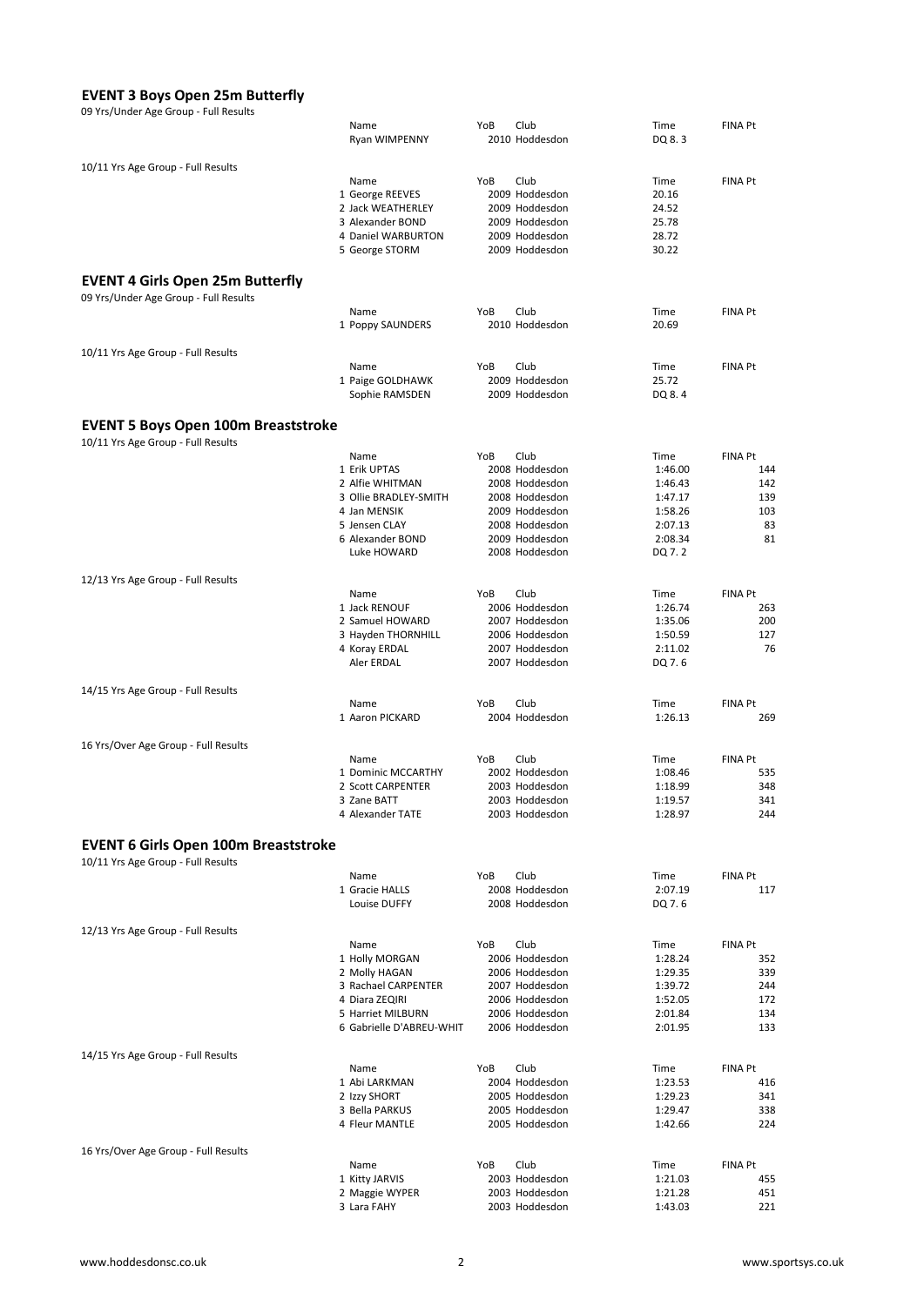## EVENT 3 Boys Open 25m Butterfly

09 Yrs/Under Age Group - Full Results

| | Name | YoB | Club | Time | FINA Pt |
|---|---|---|---|---|---|
| | Ryan WIMPENNY | 2010 | Hoddesdon | DQ 8. 3 | |

10/11 Yrs Age Group - Full Results

| | Name | YoB | Club | Time | FINA Pt |
|---|---|---|---|---|---|
| 1 | George REEVES | 2009 | Hoddesdon | 20.16 | |
| 2 | Jack WEATHERLEY | 2009 | Hoddesdon | 24.52 | |
| 3 | Alexander BOND | 2009 | Hoddesdon | 25.78 | |
| 4 | Daniel WARBURTON | 2009 | Hoddesdon | 28.72 | |
| 5 | George STORM | 2009 | Hoddesdon | 30.22 | |

## EVENT 4 Girls Open 25m Butterfly

09 Yrs/Under Age Group - Full Results

| | Name | YoB | Club | Time | FINA Pt |
|---|---|---|---|---|---|
| 1 | Poppy SAUNDERS | 2010 | Hoddesdon | 20.69 | |

10/11 Yrs Age Group - Full Results

| | Name | YoB | Club | Time | FINA Pt |
|---|---|---|---|---|---|
| 1 | Paige GOLDHAWK | 2009 | Hoddesdon | 25.72 | |
| | Sophie RAMSDEN | 2009 | Hoddesdon | DQ 8. 4 | |

## EVENT 5 Boys Open 100m Breaststroke

10/11 Yrs Age Group - Full Results

| | Name | YoB | Club | Time | FINA Pt |
|---|---|---|---|---|---|
| 1 | Erik UPTAS | 2008 | Hoddesdon | 1:46.00 | 144 |
| 2 | Alfie WHITMAN | 2008 | Hoddesdon | 1:46.43 | 142 |
| 3 | Ollie BRADLEY-SMITH | 2008 | Hoddesdon | 1:47.17 | 139 |
| 4 | Jan MENSIK | 2009 | Hoddesdon | 1:58.26 | 103 |
| 5 | Jensen CLAY | 2008 | Hoddesdon | 2:07.13 | 83 |
| 6 | Alexander BOND | 2009 | Hoddesdon | 2:08.34 | 81 |
| | Luke HOWARD | 2008 | Hoddesdon | DQ 7. 2 | |

12/13 Yrs Age Group - Full Results

| | Name | YoB | Club | Time | FINA Pt |
|---|---|---|---|---|---|
| 1 | Jack RENOUF | 2006 | Hoddesdon | 1:26.74 | 263 |
| 2 | Samuel HOWARD | 2007 | Hoddesdon | 1:35.06 | 200 |
| 3 | Hayden THORNHILL | 2006 | Hoddesdon | 1:50.59 | 127 |
| 4 | Koray ERDAL | 2007 | Hoddesdon | 2:11.02 | 76 |
| | Aler ERDAL | 2007 | Hoddesdon | DQ 7. 6 | |

14/15 Yrs Age Group - Full Results

| | Name | YoB | Club | Time | FINA Pt |
|---|---|---|---|---|---|
| 1 | Aaron PICKARD | 2004 | Hoddesdon | 1:26.13 | 269 |

16 Yrs/Over Age Group - Full Results

| | Name | YoB | Club | Time | FINA Pt |
|---|---|---|---|---|---|
| 1 | Dominic MCCARTHY | 2002 | Hoddesdon | 1:08.46 | 535 |
| 2 | Scott CARPENTER | 2003 | Hoddesdon | 1:18.99 | 348 |
| 3 | Zane BATT | 2003 | Hoddesdon | 1:19.57 | 341 |
| 4 | Alexander TATE | 2003 | Hoddesdon | 1:28.97 | 244 |

## EVENT 6 Girls Open 100m Breaststroke

10/11 Yrs Age Group - Full Results

| | Name | YoB | Club | Time | FINA Pt |
|---|---|---|---|---|---|
| 1 | Gracie HALLS | 2008 | Hoddesdon | 2:07.19 | 117 |
| | Louise DUFFY | 2008 | Hoddesdon | DQ 7. 6 | |

12/13 Yrs Age Group - Full Results

| | Name | YoB | Club | Time | FINA Pt |
|---|---|---|---|---|---|
| 1 | Holly MORGAN | 2006 | Hoddesdon | 1:28.24 | 352 |
| 2 | Molly HAGAN | 2006 | Hoddesdon | 1:29.35 | 339 |
| 3 | Rachael CARPENTER | 2007 | Hoddesdon | 1:39.72 | 244 |
| 4 | Diara ZEQIRI | 2006 | Hoddesdon | 1:52.05 | 172 |
| 5 | Harriet MILBURN | 2006 | Hoddesdon | 2:01.84 | 134 |
| 6 | Gabrielle D'ABREU-WHIT | 2006 | Hoddesdon | 2:01.95 | 133 |

14/15 Yrs Age Group - Full Results

| | Name | YoB | Club | Time | FINA Pt |
|---|---|---|---|---|---|
| 1 | Abi LARKMAN | 2004 | Hoddesdon | 1:23.53 | 416 |
| 2 | Izzy SHORT | 2005 | Hoddesdon | 1:29.23 | 341 |
| 3 | Bella PARKUS | 2005 | Hoddesdon | 1:29.47 | 338 |
| 4 | Fleur MANTLE | 2005 | Hoddesdon | 1:42.66 | 224 |

16 Yrs/Over Age Group - Full Results

| | Name | YoB | Club | Time | FINA Pt |
|---|---|---|---|---|---|
| 1 | Kitty JARVIS | 2003 | Hoddesdon | 1:21.03 | 455 |
| 2 | Maggie WYPER | 2003 | Hoddesdon | 1:21.28 | 451 |
| 3 | Lara FAHY | 2003 | Hoddesdon | 1:43.03 | 221 |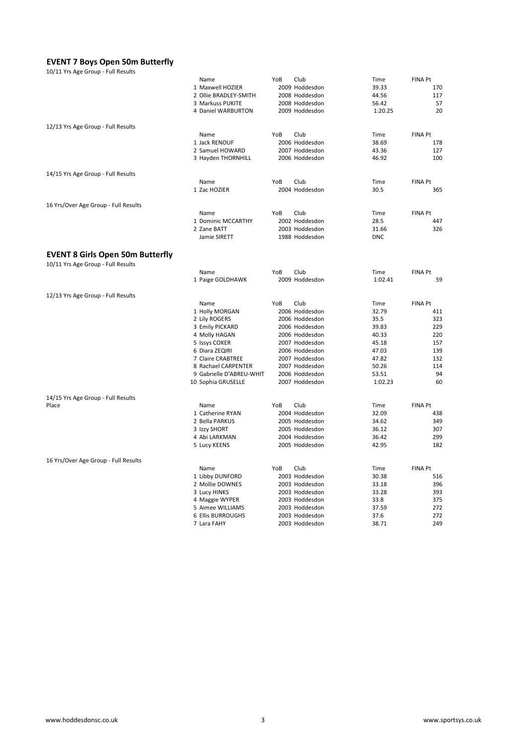## EVENT 7 Boys Open 50m Butterfly

10/11 Yrs Age Group - Full Results

| | Name | YoB | Club | Time | FINA Pt |
|---|---|---|---|---|---|
| 1 | Maxwell HOZIER | 2009 | Hoddesdon | 39.33 | 170 |
| 2 | Ollie BRADLEY-SMITH | 2008 | Hoddesdon | 44.56 | 117 |
| 3 | Markuss PUKITE | 2008 | Hoddesdon | 56.42 | 57 |
| 4 | Daniel WARBURTON | 2009 | Hoddesdon | 1:20.25 | 20 |

12/13 Yrs Age Group - Full Results

| | Name | YoB | Club | Time | FINA Pt |
|---|---|---|---|---|---|
| 1 | Jack RENOUF | 2006 | Hoddesdon | 38.69 | 178 |
| 2 | Samuel HOWARD | 2007 | Hoddesdon | 43.36 | 127 |
| 3 | Hayden THORNHILL | 2006 | Hoddesdon | 46.92 | 100 |

14/15 Yrs Age Group - Full Results

| | Name | YoB | Club | Time | FINA Pt |
|---|---|---|---|---|---|
| 1 | Zac HOZIER | 2004 | Hoddesdon | 30.5 | 365 |

16 Yrs/Over Age Group - Full Results

| | Name | YoB | Club | Time | FINA Pt |
|---|---|---|---|---|---|
| 1 | Dominic MCCARTHY | 2002 | Hoddesdon | 28.5 | 447 |
| 2 | Zane BATT | 2003 | Hoddesdon | 31.66 | 326 |
| | Jamie SIRETT | 1988 | Hoddesdon | DNC | |

## EVENT 8 Girls Open 50m Butterfly

10/11 Yrs Age Group - Full Results

| | Name | YoB | Club | Time | FINA Pt |
|---|---|---|---|---|---|
| 1 | Paige GOLDHAWK | 2009 | Hoddesdon | 1:02.41 | 59 |

12/13 Yrs Age Group - Full Results

| | Name | YoB | Club | Time | FINA Pt |
|---|---|---|---|---|---|
| 1 | Holly MORGAN | 2006 | Hoddesdon | 32.79 | 411 |
| 2 | Lily ROGERS | 2006 | Hoddesdon | 35.5 | 323 |
| 3 | Emily PICKARD | 2006 | Hoddesdon | 39.83 | 229 |
| 4 | Molly HAGAN | 2006 | Hoddesdon | 40.33 | 220 |
| 5 | Issys COKER | 2007 | Hoddesdon | 45.18 | 157 |
| 6 | Diara ZEQIRI | 2006 | Hoddesdon | 47.03 | 139 |
| 7 | Claire CRABTREE | 2007 | Hoddesdon | 47.82 | 132 |
| 8 | Rachael CARPENTER | 2007 | Hoddesdon | 50.26 | 114 |
| 9 | Gabrielle D'ABREU-WHIT | 2006 | Hoddesdon | 53.51 | 94 |
| 10 | Sophia GRUSELLE | 2007 | Hoddesdon | 1:02.23 | 60 |

14/15 Yrs Age Group - Full Results

| Place | Name | YoB | Club | Time | FINA Pt |
|---|---|---|---|---|---|
| 1 | Catherine RYAN | 2004 | Hoddesdon | 32.09 | 438 |
| 2 | Bella PARKUS | 2005 | Hoddesdon | 34.62 | 349 |
| 3 | Izzy SHORT | 2005 | Hoddesdon | 36.12 | 307 |
| 4 | Abi LARKMAN | 2004 | Hoddesdon | 36.42 | 299 |
| 5 | Lucy KEENS | 2005 | Hoddesdon | 42.95 | 182 |

16 Yrs/Over Age Group - Full Results

| | Name | YoB | Club | Time | FINA Pt |
|---|---|---|---|---|---|
| 1 | Libby DUNFORD | 2003 | Hoddesdon | 30.38 | 516 |
| 2 | Mollie DOWNES | 2003 | Hoddesdon | 33.18 | 396 |
| 3 | Lucy HINKS | 2003 | Hoddesdon | 33.28 | 393 |
| 4 | Maggie WYPER | 2003 | Hoddesdon | 33.8 | 375 |
| 5 | Aimee WILLIAMS | 2003 | Hoddesdon | 37.59 | 272 |
| 6 | Ellis BURROUGHS | 2003 | Hoddesdon | 37.6 | 272 |
| 7 | Lara FAHY | 2003 | Hoddesdon | 38.71 | 249 |